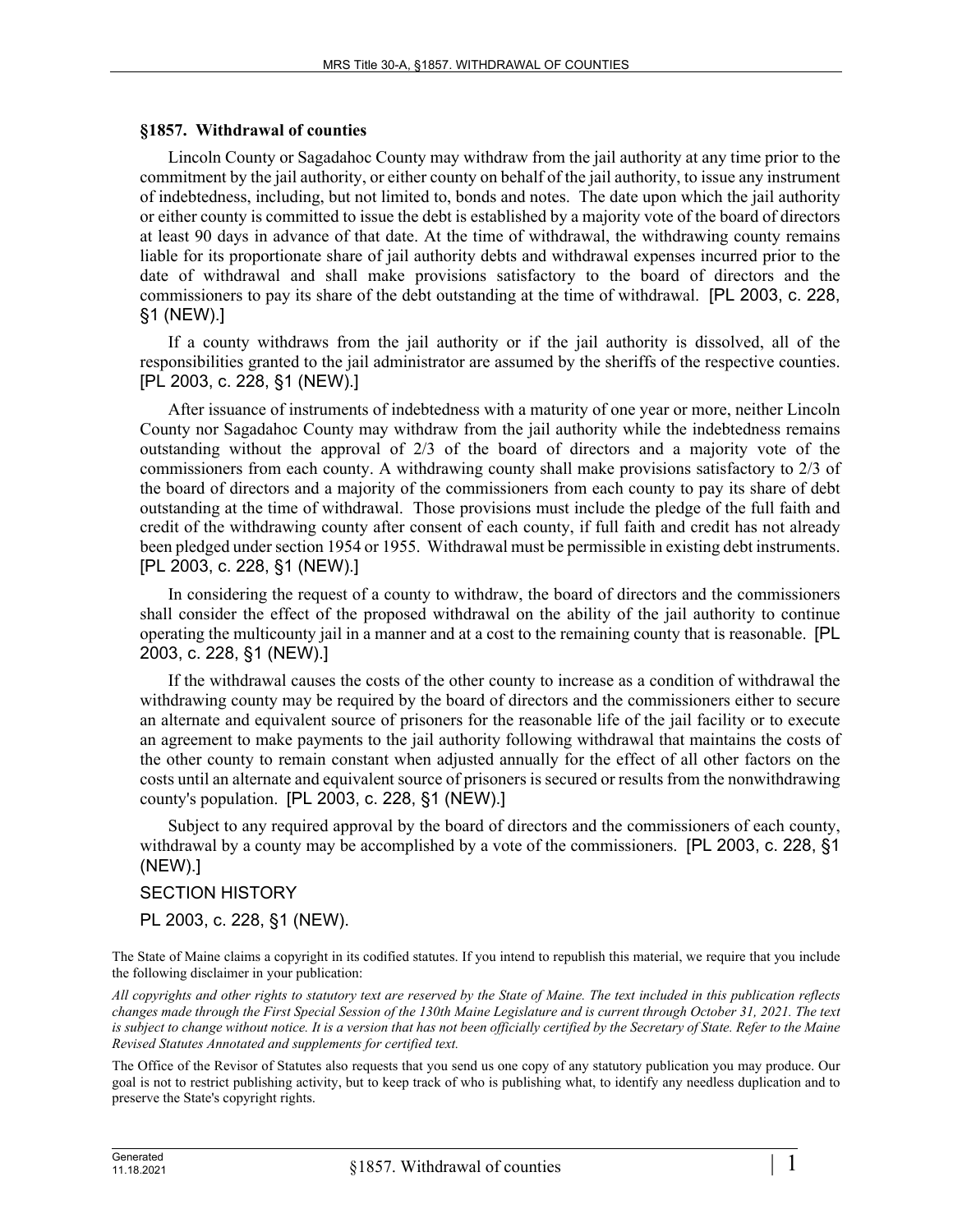## §1857. Withdrawal of counties

Lincoln County or Sagadahoc County may withdraw from the jail authority at any time prior to the commitment by the jail authority, or either county on behalf of the jail authority, to issue any instrument of indebtedness, including, but not limited to, bonds and notes. The date upon which the jail authority or either county is committed to issue the debt is established by a majority vote of the board of directors at least 90 days in advance of that date. At the time of withdrawal, the withdrawing county remains liable for its proportionate share of jail authority debts and withdrawal expenses incurred prior to the date of withdrawal and shall make provisions satisfactory to the board of directors and the commissioners to pay its share of the debt outstanding at the time of withdrawal. [PL 2003, c. 228, §1 (NEW).]

If a county withdraws from the jail authority or if the jail authority is dissolved, all of the responsibilities granted to the jail administrator are assumed by the sheriffs of the respective counties. [PL 2003, c. 228, §1 (NEW).]

After issuance of instruments of indebtedness with a maturity of one year or more, neither Lincoln County nor Sagadahoc County may withdraw from the jail authority while the indebtedness remains outstanding without the approval of 2/3 of the board of directors and a majority vote of the commissioners from each county. A withdrawing county shall make provisions satisfactory to 2/3 of the board of directors and a majority of the commissioners from each county to pay its share of debt outstanding at the time of withdrawal. Those provisions must include the pledge of the full faith and credit of the withdrawing county after consent of each county, if full faith and credit has not already been pledged under section 1954 or 1955. Withdrawal must be permissible in existing debt instruments. [PL 2003, c. 228, §1 (NEW).]

In considering the request of a county to withdraw, the board of directors and the commissioners shall consider the effect of the proposed withdrawal on the ability of the jail authority to continue operating the multicounty jail in a manner and at a cost to the remaining county that is reasonable. [PL 2003, c. 228, §1 (NEW).]

If the withdrawal causes the costs of the other county to increase as a condition of withdrawal the withdrawing county may be required by the board of directors and the commissioners either to secure an alternate and equivalent source of prisoners for the reasonable life of the jail facility or to execute an agreement to make payments to the jail authority following withdrawal that maintains the costs of the other county to remain constant when adjusted annually for the effect of all other factors on the costs until an alternate and equivalent source of prisoners is secured or results from the nonwithdrawing county's population. [PL 2003, c. 228, §1 (NEW).]

Subject to any required approval by the board of directors and the commissioners of each county, withdrawal by a county may be accomplished by a vote of the commissioners. [PL 2003, c. 228, §1 (NEW).]

SECTION HISTORY

PL 2003, c. 228, §1 (NEW).

The State of Maine claims a copyright in its codified statutes. If you intend to republish this material, we require that you include the following disclaimer in your publication:

*All copyrights and other rights to statutory text are reserved by the State of Maine. The text included in this publication reflects changes made through the First Special Session of the 130th Maine Legislature and is current through October 31, 2021. The text is subject to change without notice. It is a version that has not been officially certified by the Secretary of State. Refer to the Maine Revised Statutes Annotated and supplements for certified text.*

The Office of the Revisor of Statutes also requests that you send us one copy of any statutory publication you may produce. Our goal is not to restrict publishing activity, but to keep track of who is publishing what, to identify any needless duplication and to preserve the State's copyright rights.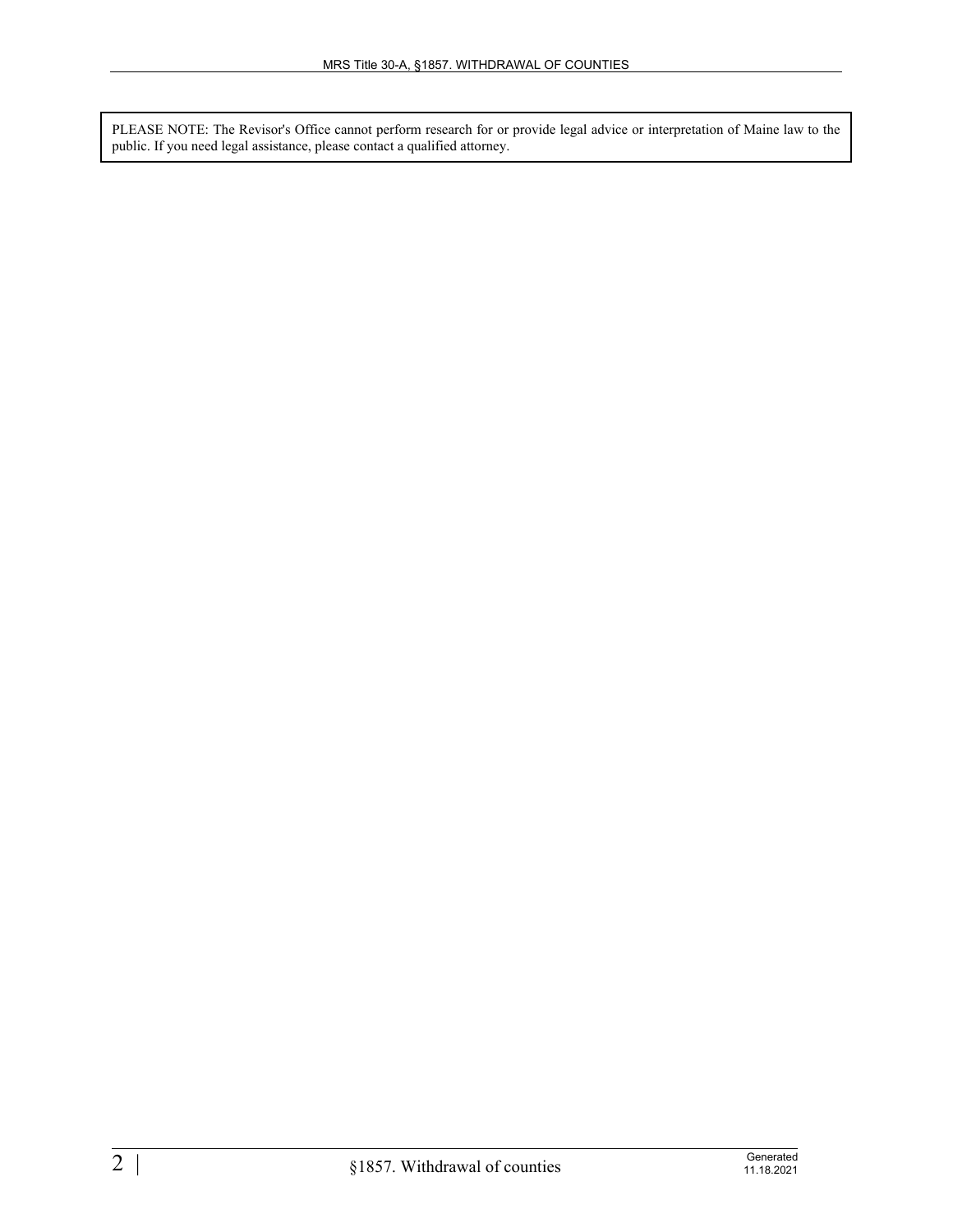PLEASE NOTE: The Revisor's Office cannot perform research for or provide legal advice or interpretation of Maine law to the public. If you need legal assistance, please contact a qualified attorney.